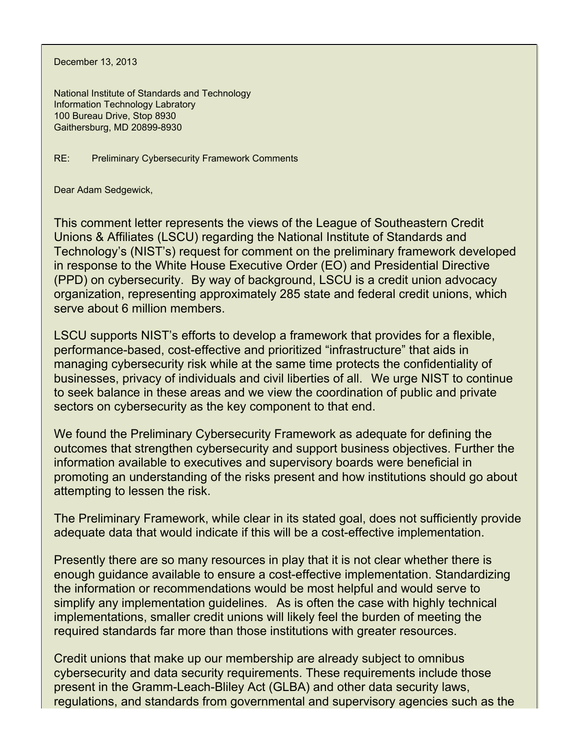December 13, 2013

National Institute of Standards and Technology
Information Technology Labratory
100 Bureau Drive, Stop 8930
Gaithersburg, MD 20899-8930

RE: Preliminary Cybersecurity Framework Comments

Dear Adam Sedgewick,

This comment letter represents the views of the League of Southeastern Credit Unions & Affiliates (LSCU) regarding the National Institute of Standards and Technology's (NIST's) request for comment on the preliminary framework developed in response to the White House Executive Order (EO) and Presidential Directive (PPD) on cybersecurity. By way of background, LSCU is a credit union advocacy organization, representing approximately 285 state and federal credit unions, which serve about 6 million members.

LSCU supports NIST's efforts to develop a framework that provides for a flexible, performance-based, cost-effective and prioritized "infrastructure" that aids in managing cybersecurity risk while at the same time protects the confidentiality of businesses, privacy of individuals and civil liberties of all. We urge NIST to continue to seek balance in these areas and we view the coordination of public and private sectors on cybersecurity as the key component to that end.

We found the Preliminary Cybersecurity Framework as adequate for defining the outcomes that strengthen cybersecurity and support business objectives. Further the information available to executives and supervisory boards were beneficial in promoting an understanding of the risks present and how institutions should go about attempting to lessen the risk.

The Preliminary Framework, while clear in its stated goal, does not sufficiently provide adequate data that would indicate if this will be a cost-effective implementation.

Presently there are so many resources in play that it is not clear whether there is enough guidance available to ensure a cost-effective implementation. Standardizing the information or recommendations would be most helpful and would serve to simplify any implementation guidelines. As is often the case with highly technical implementations, smaller credit unions will likely feel the burden of meeting the required standards far more than those institutions with greater resources.

Credit unions that make up our membership are already subject to omnibus cybersecurity and data security requirements. These requirements include those present in the Gramm-Leach-Bliley Act (GLBA) and other data security laws, regulations, and standards from governmental and supervisory agencies such as the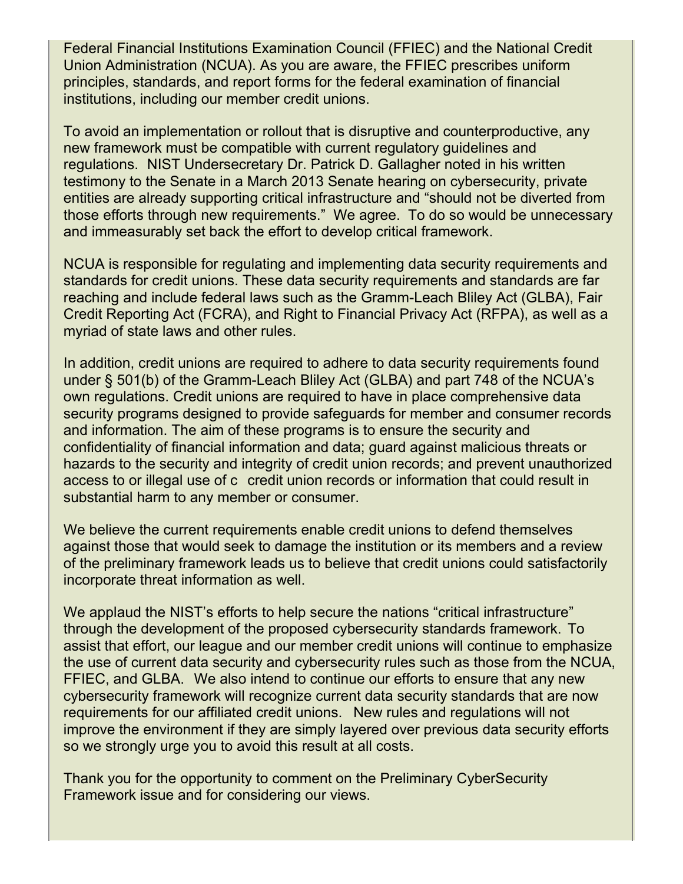Federal Financial Institutions Examination Council (FFIEC) and the National Credit Union Administration (NCUA). As you are aware, the FFIEC prescribes uniform principles, standards, and report forms for the federal examination of financial institutions, including our member credit unions.

To avoid an implementation or rollout that is disruptive and counterproductive, any new framework must be compatible with current regulatory guidelines and regulations. NIST Undersecretary Dr. Patrick D. Gallagher noted in his written testimony to the Senate in a March 2013 Senate hearing on cybersecurity, private entities are already supporting critical infrastructure and "should not be diverted from those efforts through new requirements." We agree. To do so would be unnecessary and immeasurably set back the effort to develop critical framework.

NCUA is responsible for regulating and implementing data security requirements and standards for credit unions. These data security requirements and standards are far reaching and include federal laws such as the Gramm-Leach Bliley Act (GLBA), Fair Credit Reporting Act (FCRA), and Right to Financial Privacy Act (RFPA), as well as a myriad of state laws and other rules.

In addition, credit unions are required to adhere to data security requirements found under § 501(b) of the Gramm-Leach Bliley Act (GLBA) and part 748 of the NCUA's own regulations. Credit unions are required to have in place comprehensive data security programs designed to provide safeguards for member and consumer records and information. The aim of these programs is to ensure the security and confidentiality of financial information and data; guard against malicious threats or hazards to the security and integrity of credit union records; and prevent unauthorized access to or illegal use of c credit union records or information that could result in substantial harm to any member or consumer.

We believe the current requirements enable credit unions to defend themselves against those that would seek to damage the institution or its members and a review of the preliminary framework leads us to believe that credit unions could satisfactorily incorporate threat information as well.

We applaud the NIST's efforts to help secure the nations "critical infrastructure" through the development of the proposed cybersecurity standards framework. To assist that effort, our league and our member credit unions will continue to emphasize the use of current data security and cybersecurity rules such as those from the NCUA, FFIEC, and GLBA. We also intend to continue our efforts to ensure that any new cybersecurity framework will recognize current data security standards that are now requirements for our affiliated credit unions. New rules and regulations will not improve the environment if they are simply layered over previous data security efforts so we strongly urge you to avoid this result at all costs.

Thank you for the opportunity to comment on the Preliminary CyberSecurity Framework issue and for considering our views.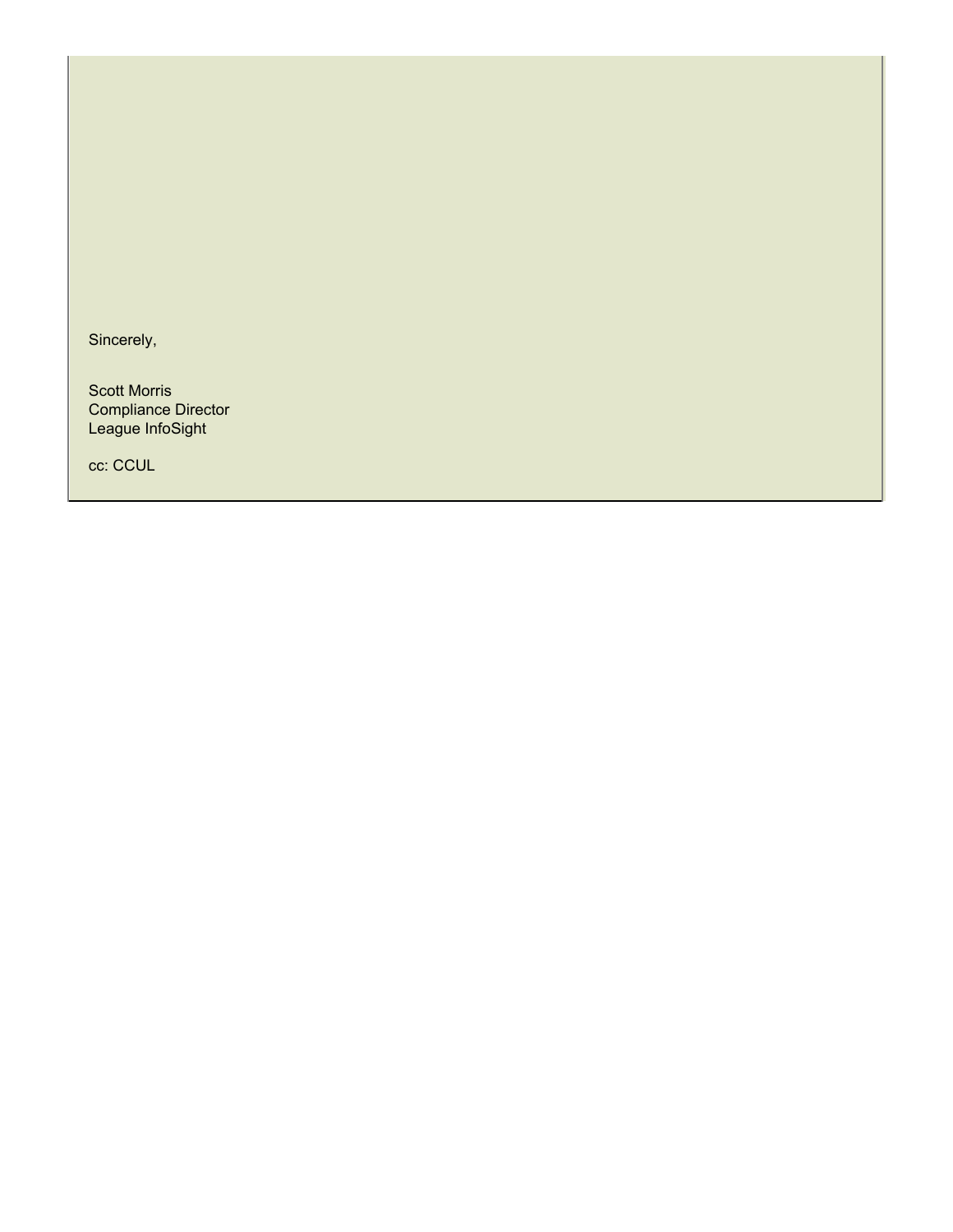Sincerely,

Scott Morris
Compliance Director
League InfoSight

cc: CCUL